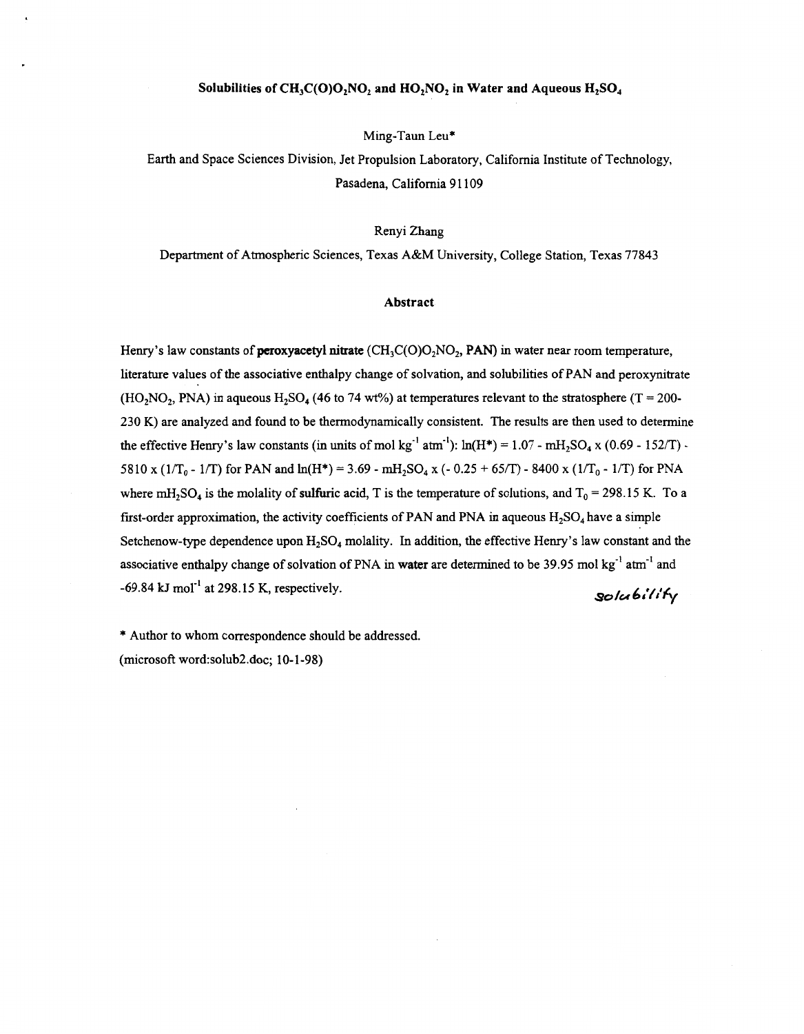# Solubilities of $CH_3C(O)O_2NO_2$ and $HO_2NO_2$ in Water and Aqueous $H_2SO_4$

Ming-Taun Leu*

Earth and Space Sciences Division, Jet Propulsion Laboratory, California Institute of Technology, Pasadena, California 91109

Renyi Zhang

Department of Atmospheric Sciences, Texas A&M University, College Station, Texas 77843

## Abstract

Henry's law constants of **peroxyacetyl nitrate** ($CH_3C(O)O_2NO_2$, **PAN**) in water near room temperature, literature values of the associative enthalpy change of solvation, and solubilities of PAN and peroxynitrate ($HO_2NO_2$, PNA) in aqueous $H_2SO_4$ (46 to 74 wt%) at temperatures relevant to the stratosphere (T = 200-230 K) are analyzed and found to be thermodynamically consistent. The results are then used to determine the effective Henry's law constants (in units of mol $kg^{-1}$ $atm^{-1}$): $\ln(H^*) = 1.07 - mH_2SO_4 \times (0.69 - 152/T) - 5810 \times (1/T_0 - 1/T)$ for PAN and $\ln(H^*) = 3.69 - mH_2SO_4 \times (-0.25 + 65/T) - 8400 \times (1/T_0 - 1/T)$ for PNA where $mH_2SO_4$ is the molality of **sulfuric** acid, T is the temperature of solutions, and $T_0$ = 298.15 K. To a first-order approximation, the activity coefficients of PAN and PNA in aqueous $H_2SO_4$ have a simple Setchenow-type dependence upon $H_2SO_4$ molality. In addition, the effective Henry's law constant and the associative enthalpy change of solvation of PNA in **water** are determined to be 39.95 mol $kg^{-1}$ $atm^{-1}$ and -69.84 kJ $mol^{-1}$ at 298.15 K, respectively.

solubility

\* Author to whom correspondence should be addressed.

(microsoft word:solub2.doc; 10-1-98)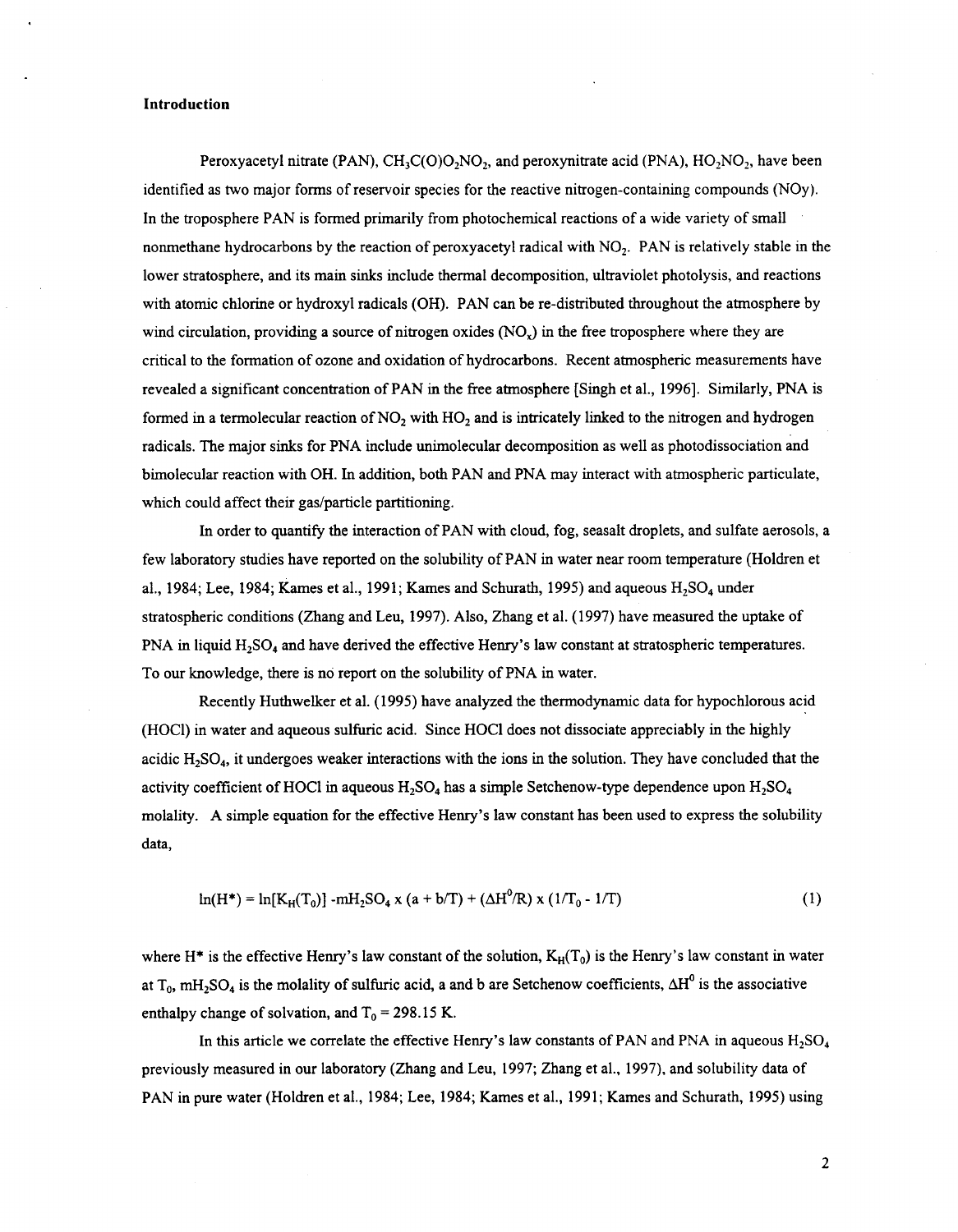### Introduction

Peroxyacetyl nitrate (PAN), $CH_3C(O)O_2NO_2$, and peroxynitrate acid (PNA), $HO_2NO_2$, have been identified as two major forms of reservoir species for the reactive nitrogen-containing compounds (NOy). In the troposphere PAN is formed primarily from photochemical reactions of a wide variety of small nonmethane hydrocarbons by the reaction of peroxyacetyl radical with $NO_2$. PAN is relatively stable in the lower stratosphere, and its main sinks include thermal decomposition, ultraviolet photolysis, and reactions with atomic chlorine or hydroxyl radicals (OH). PAN can be re-distributed throughout the atmosphere by wind circulation, providing a source of nitrogen oxides ($NO_x$) in the free troposphere where they are critical to the formation of ozone and oxidation of hydrocarbons. Recent atmospheric measurements have revealed a significant concentration of PAN in the free atmosphere [Singh et al., 1996]. Similarly, PNA is formed in a termolecular reaction of $NO_2$ with $HO_2$ and is intricately linked to the nitrogen and hydrogen radicals. The major sinks for PNA include unimolecular decomposition as well as photodissociation and bimolecular reaction with OH. In addition, both PAN and PNA may interact with atmospheric particulate, which could affect their gas/particle partitioning.

In order to quantify the interaction of PAN with cloud, fog, seasalt droplets, and sulfate aerosols, a few laboratory studies have reported on the solubility of PAN in water near room temperature (Holdren et al., 1984; Lee, 1984; Kames et al., 1991; Kames and Schurath, 1995) and aqueous $H_2SO_4$ under stratospheric conditions (Zhang and Leu, 1997). Also, Zhang et al. (1997) have measured the uptake of PNA in liquid $H_2SO_4$ and have derived the effective Henry's law constant at stratospheric temperatures. To our knowledge, there is no report on the solubility of PNA in water.

Recently Huthwelker et al. (1995) have analyzed the thermodynamic data for hypochlorous acid (HOCl) in water and aqueous sulfuric acid. Since HOCl does not dissociate appreciably in the highly acidic $H_2SO_4$, it undergoes weaker interactions with the ions in the solution. They have concluded that the activity coefficient of HOCl in aqueous $H_2SO_4$ has a simple Setchenow-type dependence upon $H_2SO_4$ molality. A simple equation for the effective Henry's law constant has been used to express the solubility data,

$$\ln(H^*) = \ln[K_H(T_0)] - mH_2SO_4 \times (a + b/T) + (\Delta H^0/R) \times (1/T_0 - 1/T) \qquad (1)$$

where $H^*$ is the effective Henry's law constant of the solution, $K_H(T_0)$ is the Henry's law constant in water at $T_0$, $mH_2SO_4$ is the molality of sulfuric acid, a and b are Setchenow coefficients, $\Delta H^0$ is the associative enthalpy change of solvation, and $T_0 = 298.15$ K.

In this article we correlate the effective Henry's law constants of PAN and PNA in aqueous $H_2SO_4$ previously measured in our laboratory (Zhang and Leu, 1997; Zhang et al., 1997), and solubility data of PAN in pure water (Holdren et al., 1984; Lee, 1984; Kames et al., 1991; Kames and Schurath, 1995) using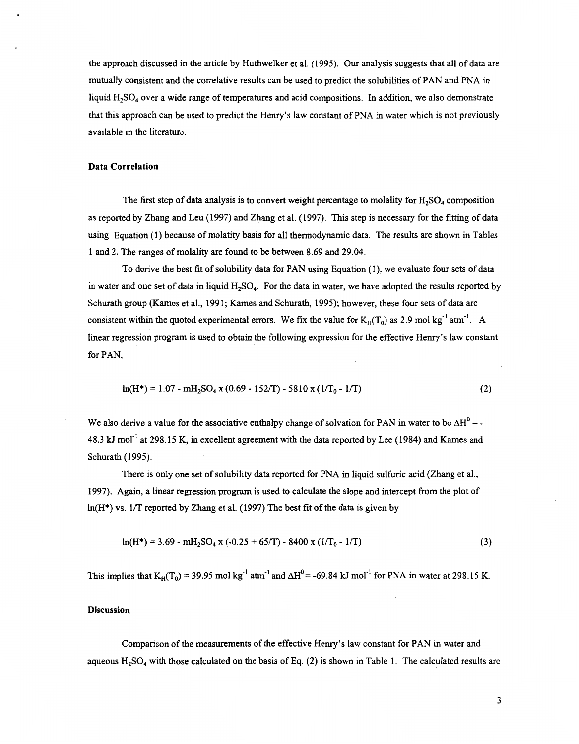the approach discussed in the article by Huthwelker et al. (1995). Our analysis suggests that all of data are mutually consistent and the correlative results can be used to predict the solubilities of PAN and PNA in liquid $H_2SO_4$ over a wide range of temperatures and acid compositions. In addition, we also demonstrate that this approach can be used to predict the Henry's law constant of PNA in water which is not previously available in the literature.

### Data Correlation

The first step of data analysis is to convert weight percentage to molality for $H_2SO_4$ composition as reported by Zhang and Leu (1997) and Zhang et al. (1997). This step is necessary for the fitting of data using Equation (1) because of molatity basis for all thermodynamic data. The results are shown in Tables 1 and 2. The ranges of molality are found to be between 8.69 and 29.04.

To derive the best fit of solubility data for PAN using Equation (1), we evaluate four sets of data in water and one set of data in liquid $H_2SO_4$. For the data in water, we have adopted the results reported by Schurath group (Kames et al., 1991; Kames and Schurath, 1995); however, these four sets of data are consistent within the quoted experimental errors. We fix the value for $K_H(T_0)$ as 2.9 mol $kg^{-1}$ $atm^{-1}$. A linear regression program is used to obtain the following expression for the effective Henry's law constant for PAN,

$$\ln(H^*) = 1.07 - mH_2SO_4 \times (0.69 - 152/T) - 5810 \times (1/T_0 - 1/T) \tag{2}$$

We also derive a value for the associative enthalpy change of solvation for PAN in water to be $\Delta H^0 = -48.3$ kJ $mol^{-1}$ at 298.15 K, in excellent agreement with the data reported by Lee (1984) and Kames and Schurath (1995).

There is only one set of solubility data reported for PNA in liquid sulfuric acid (Zhang et al., 1997). Again, a linear regression program is used to calculate the slope and intercept from the plot of $\ln(H^*)$ vs. $1/T$ reported by Zhang et al. (1997) The best fit of the data is given by

$$\ln(H^*) = 3.69 - mH_2SO_4 \times (-0.25 + 65/T) - 8400 \times (1/T_0 - 1/T) \tag{3}$$

This implies that $K_H(T_0) = 39.95$ mol $kg^{-1}$ $atm^{-1}$ and $\Delta H^0 = -69.84$ kJ $mol^{-1}$ for PNA in water at 298.15 K.

### Discussion

Comparison of the measurements of the effective Henry's law constant for PAN in water and aqueous $H_2SO_4$ with those calculated on the basis of Eq. (2) is shown in Table 1. The calculated results are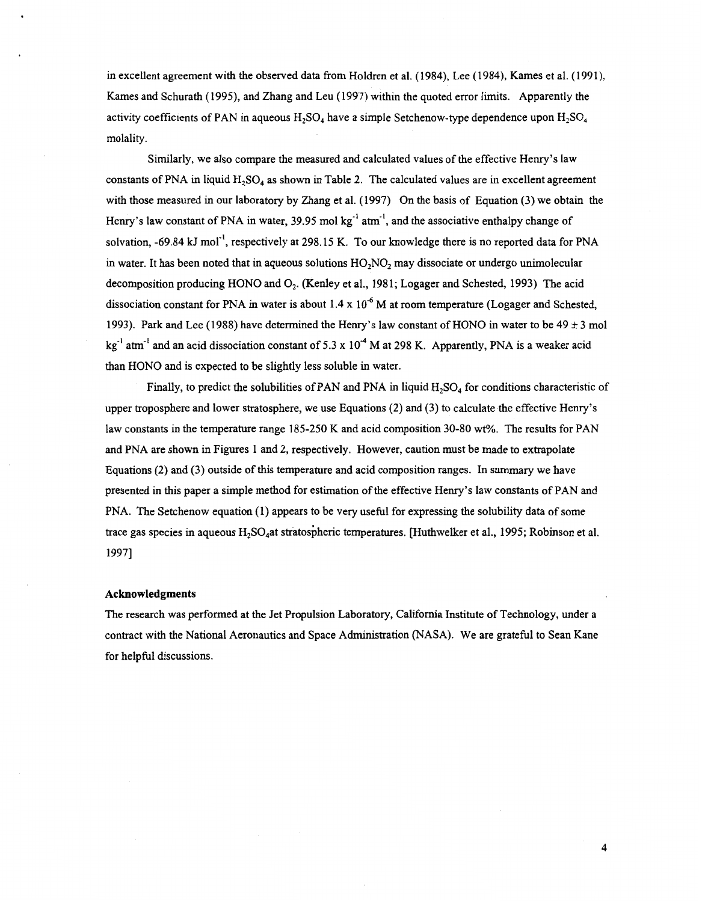in excellent agreement with the observed data from Holdren et al. (1984), Lee (1984), Kames et al. (1991), Kames and Schurath (1995), and Zhang and Leu (1997) within the quoted error limits. Apparently the activity coefficients of PAN in aqueous $H_2SO_4$ have a simple Setchenow-type dependence upon $H_2SO_4$ molality.

Similarly, we also compare the measured and calculated values of the effective Henry's law constants of PNA in liquid $H_2SO_4$ as shown in Table 2. The calculated values are in excellent agreement with those measured in our laboratory by Zhang et al. (1997) On the basis of Equation (3) we obtain the Henry's law constant of PNA in water, 39.95 mol kg$^{-1}$ atm$^{-1}$, and the associative enthalpy change of solvation, -69.84 kJ mol$^{-1}$, respectively at 298.15 K. To our knowledge there is no reported data for PNA in water. It has been noted that in aqueous solutions $HO_2NO_2$ may dissociate or undergo unimolecular decomposition producing HONO and $O_2$. (Kenley et al., 1981; Logager and Schested, 1993) The acid dissociation constant for PNA in water is about $1.4 \times 10^{-6}$ M at room temperature (Logager and Schested, 1993). Park and Lee (1988) have determined the Henry's law constant of HONO in water to be $49 \pm 3$ mol kg$^{-1}$ atm$^{-1}$ and an acid dissociation constant of $5.3 \times 10^{-4}$ M at 298 K. Apparently, PNA is a weaker acid than HONO and is expected to be slightly less soluble in water.

Finally, to predict the solubilities of PAN and PNA in liquid $H_2SO_4$ for conditions characteristic of upper troposphere and lower stratosphere, we use Equations (2) and (3) to calculate the effective Henry's law constants in the temperature range 185-250 K and acid composition 30-80 wt%. The results for PAN and PNA are shown in Figures 1 and 2, respectively. However, caution must be made to extrapolate Equations (2) and (3) outside of this temperature and acid composition ranges. In summary we have presented in this paper a simple method for estimation of the effective Henry's law constants of PAN and PNA. The Setchenow equation (1) appears to be very useful for expressing the solubility data of some trace gas species in aqueous $H_2SO_4$at stratospheric temperatures. [Huthwelker et al., 1995; Robinson et al. 1997]

### Acknowledgments

The research was performed at the Jet Propulsion Laboratory, California Institute of Technology, under a contract with the National Aeronautics and Space Administration (NASA). We are grateful to Sean Kane for helpful discussions.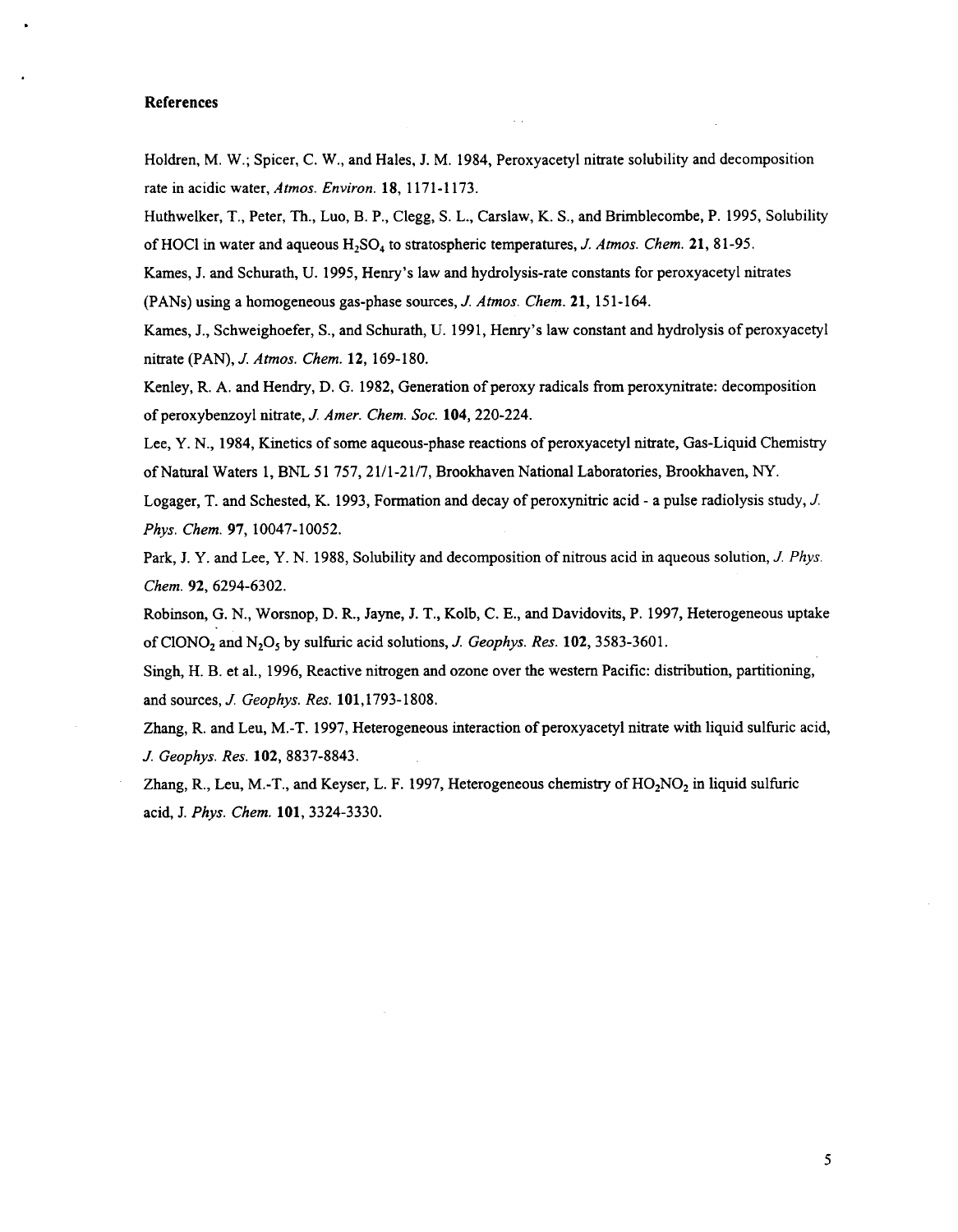## References

Holdren, M. W.; Spicer, C. W., and Hales, J. M. 1984, Peroxyacetyl nitrate solubility and decomposition rate in acidic water, *Atmos. Environ.* **18**, 1171-1173.

Huthwelker, T., Peter, Th., Luo, B. P., Clegg, S. L., Carslaw, K. S., and Brimblecombe, P. 1995, Solubility of HOCl in water and aqueous $H_2SO_4$ to stratospheric temperatures, *J. Atmos. Chem.* **21**, 81-95.

Kames, J. and Schurath, U. 1995, Henry's law and hydrolysis-rate constants for peroxyacetyl nitrates (PANs) using a homogeneous gas-phase sources, *J. Atmos. Chem.* **21**, 151-164.

Kames, J., Schweighoefer, S., and Schurath, U. 1991, Henry's law constant and hydrolysis of peroxyacetyl nitrate (PAN), *J. Atmos. Chem.* **12**, 169-180.

Kenley, R. A. and Hendry, D. G. 1982, Generation of peroxy radicals from peroxynitrate: decomposition of peroxybenzoyl nitrate, *J. Amer. Chem. Soc.* **104**, 220-224.

Lee, Y. N., 1984, Kinetics of some aqueous-phase reactions of peroxyacetyl nitrate, Gas-Liquid Chemistry of Natural Waters 1, BNL 51 757, 21/1-21/7, Brookhaven National Laboratories, Brookhaven, NY.

Logager, T. and Schested, K. 1993, Formation and decay of peroxynitric acid - a pulse radiolysis study, *J. Phys. Chem.* **97**, 10047-10052.

Park, J. Y. and Lee, Y. N. 1988, Solubility and decomposition of nitrous acid in aqueous solution, *J. Phys. Chem.* **92**, 6294-6302.

Robinson, G. N., Worsnop, D. R., Jayne, J. T., Kolb, C. E., and Davidovits, P. 1997, Heterogeneous uptake of $ClONO_2$ and $N_2O_5$ by sulfuric acid solutions, *J. Geophys. Res.* **102**, 3583-3601.

Singh, H. B. et al., 1996, Reactive nitrogen and ozone over the western Pacific: distribution, partitioning, and sources, *J. Geophys. Res.* **101**,1793-1808.

Zhang, R. and Leu, M.-T. 1997, Heterogeneous interaction of peroxyacetyl nitrate with liquid sulfuric acid, *J. Geophys. Res.* **102**, 8837-8843.

Zhang, R., Leu, M.-T., and Keyser, L. F. 1997, Heterogeneous chemistry of $HO_2NO_2$ in liquid sulfuric acid, J. *Phys. Chem.* **101**, 3324-3330.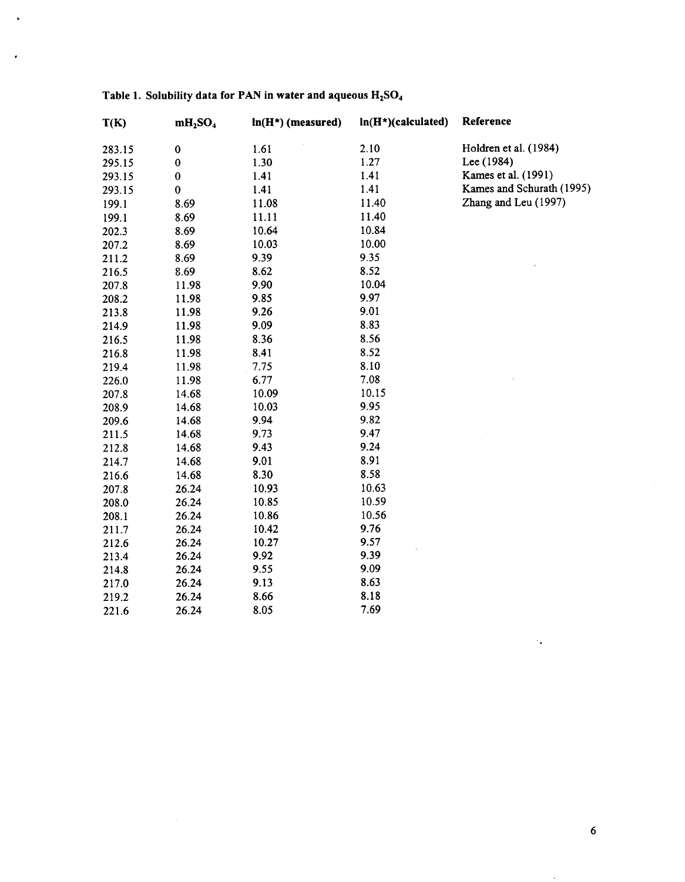**Table 1. Solubility data for PAN in water and aqueous $H_2SO_4$**

| T(K) | $mH_2SO_4$ | ln(H*) (measured) | ln(H*)(calculated) | Reference |
|---|---|---|---|---|
| 283.15 | 0 | 1.61 | 2.10 | Holdren et al. (1984) |
| 295.15 | 0 | 1.30 | 1.27 | Lee (1984) |
| 293.15 | 0 | 1.41 | 1.41 | Kames et al. (1991) |
| 293.15 | 0 | 1.41 | 1.41 | Kames and Schurath (1995) |
| 199.1 | 8.69 | 11.08 | 11.40 | Zhang and Leu (1997) |
| 199.1 | 8.69 | 11.11 | 11.40 | |
| 202.3 | 8.69 | 10.64 | 10.84 | |
| 207.2 | 8.69 | 10.03 | 10.00 | |
| 211.2 | 8.69 | 9.39 | 9.35 | |
| 216.5 | 8.69 | 8.62 | 8.52 | |
| 207.8 | 11.98 | 9.90 | 10.04 | |
| 208.2 | 11.98 | 9.85 | 9.97 | |
| 213.8 | 11.98 | 9.26 | 9.01 | |
| 214.9 | 11.98 | 9.09 | 8.83 | |
| 216.5 | 11.98 | 8.36 | 8.56 | |
| 216.8 | 11.98 | 8.41 | 8.52 | |
| 219.4 | 11.98 | 7.75 | 8.10 | |
| 226.0 | 11.98 | 6.77 | 7.08 | |
| 207.8 | 14.68 | 10.09 | 10.15 | |
| 208.9 | 14.68 | 10.03 | 9.95 | |
| 209.6 | 14.68 | 9.94 | 9.82 | |
| 211.5 | 14.68 | 9.73 | 9.47 | |
| 212.8 | 14.68 | 9.43 | 9.24 | |
| 214.7 | 14.68 | 9.01 | 8.91 | |
| 216.6 | 14.68 | 8.30 | 8.58 | |
| 207.8 | 26.24 | 10.93 | 10.63 | |
| 208.0 | 26.24 | 10.85 | 10.59 | |
| 208.1 | 26.24 | 10.86 | 10.56 | |
| 211.7 | 26.24 | 10.42 | 9.76 | |
| 212.6 | 26.24 | 10.27 | 9.57 | |
| 213.4 | 26.24 | 9.92 | 9.39 | |
| 214.8 | 26.24 | 9.55 | 9.09 | |
| 217.0 | 26.24 | 9.13 | 8.63 | |
| 219.2 | 26.24 | 8.66 | 8.18 | |
| 221.6 | 26.24 | 8.05 | 7.69 | |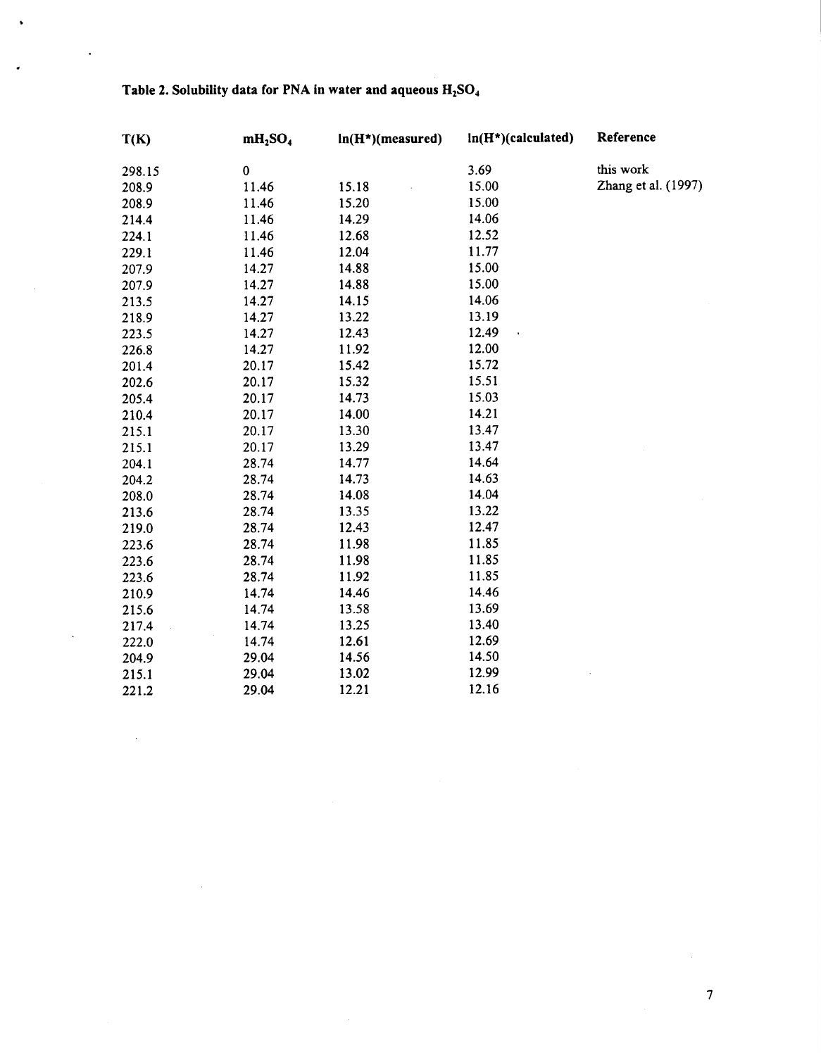**Table 2. Solubility data for PNA in water and aqueous $H_2SO_4$**

| T(K) | $mH_2SO_4$ | ln(H*)(measured) | ln(H*)(calculated) | Reference |
|---|---|---|---|---|
| 298.15 | 0 | | 3.69 | this work |
| 208.9 | 11.46 | 15.18 | 15.00 | Zhang et al. (1997) |
| 208.9 | 11.46 | 15.20 | 15.00 | |
| 214.4 | 11.46 | 14.29 | 14.06 | |
| 224.1 | 11.46 | 12.68 | 12.52 | |
| 229.1 | 11.46 | 12.04 | 11.77 | |
| 207.9 | 14.27 | 14.88 | 15.00 | |
| 207.9 | 14.27 | 14.88 | 15.00 | |
| 213.5 | 14.27 | 14.15 | 14.06 | |
| 218.9 | 14.27 | 13.22 | 13.19 | |
| 223.5 | 14.27 | 12.43 | 12.49 | |
| 226.8 | 14.27 | 11.92 | 12.00 | |
| 201.4 | 20.17 | 15.42 | 15.72 | |
| 202.6 | 20.17 | 15.32 | 15.51 | |
| 205.4 | 20.17 | 14.73 | 15.03 | |
| 210.4 | 20.17 | 14.00 | 14.21 | |
| 215.1 | 20.17 | 13.30 | 13.47 | |
| 215.1 | 20.17 | 13.29 | 13.47 | |
| 204.1 | 28.74 | 14.77 | 14.64 | |
| 204.2 | 28.74 | 14.73 | 14.63 | |
| 208.0 | 28.74 | 14.08 | 14.04 | |
| 213.6 | 28.74 | 13.35 | 13.22 | |
| 219.0 | 28.74 | 12.43 | 12.47 | |
| 223.6 | 28.74 | 11.98 | 11.85 | |
| 223.6 | 28.74 | 11.98 | 11.85 | |
| 223.6 | 28.74 | 11.92 | 11.85 | |
| 210.9 | 14.74 | 14.46 | 14.46 | |
| 215.6 | 14.74 | 13.58 | 13.69 | |
| 217.4 | 14.74 | 13.25 | 13.40 | |
| 222.0 | 14.74 | 12.61 | 12.69 | |
| 204.9 | 29.04 | 14.56 | 14.50 | |
| 215.1 | 29.04 | 13.02 | 12.99 | |
| 221.2 | 29.04 | 12.21 | 12.16 | |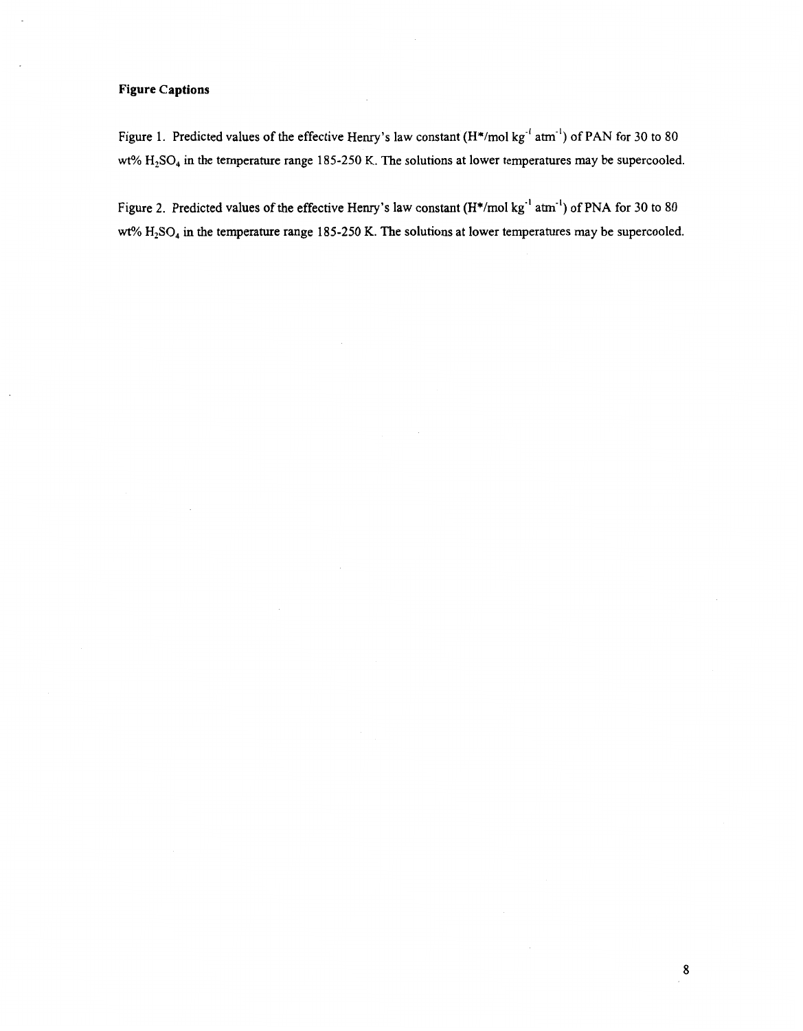**Figure Captions**

Figure 1. Predicted values of the effective Henry's law constant ($H^*$/mol kg$^{-1}$ atm$^{-1}$) of PAN for 30 to 80 wt% $H_2SO_4$ in the temperature range 185-250 K. The solutions at lower temperatures may be supercooled.

Figure 2. Predicted values of the effective Henry's law constant ($H^*$/mol kg$^{-1}$ atm$^{-1}$) of PNA for 30 to 80 wt% $H_2SO_4$ in the temperature range 185-250 K. The solutions at lower temperatures may be supercooled.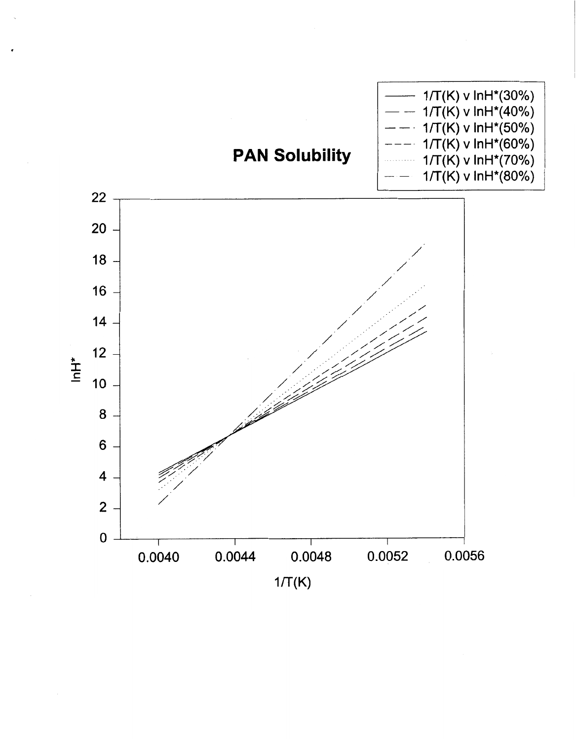# PAN Solubility

- 1/T(K) v lnH*(30%)
- 1/T(K) v lnH*(40%)
- 1/T(K) v lnH*(50%)
- 1/T(K) v lnH*(60%)
- 1/T(K) v lnH*(70%)
- 1/T(K) v lnH*(80%)

y-axis: lnH* (0 – 22)

x-axis: 1/T(K) (0.0040 – 0.0056)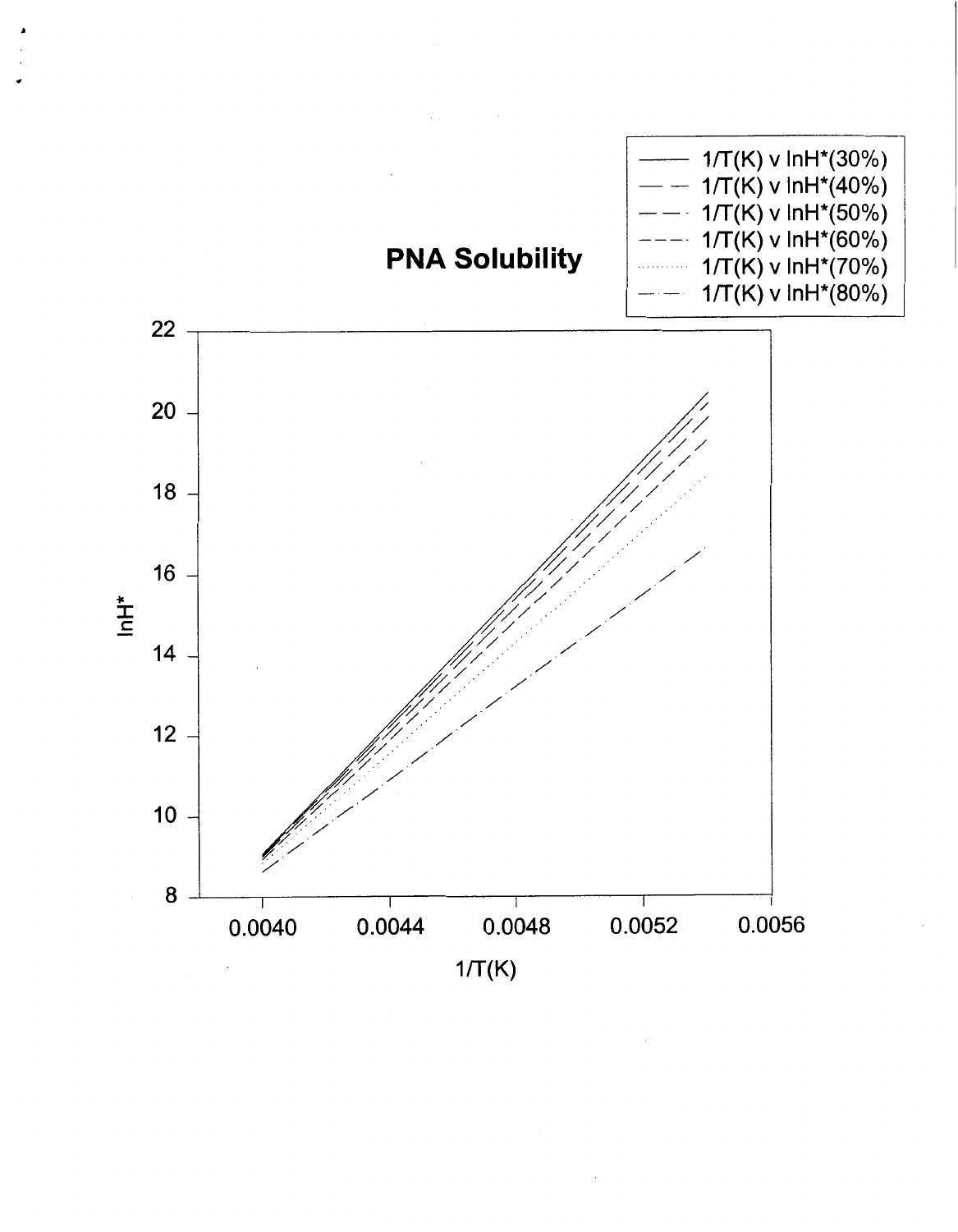**PNA Solubility**

1/T(K) v lnH*(30%)
1/T(K) v lnH*(40%)
1/T(K) v lnH*(50%)
1/T(K) v lnH*(60%)
1/T(K) v lnH*(70%)
1/T(K) v lnH*(80%)

lnH*

8
10
12
14
16
18
20
22

1/T(K)

0.0040
0.0044
0.0048
0.0052
0.0056